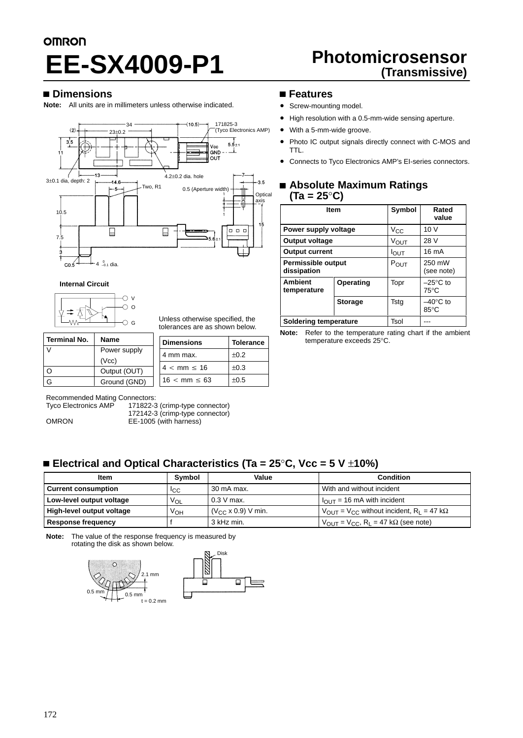OMRON

# EE-SX4009-P1

# Photomicrosensor (Transmissive)

## ■ Dimensions

**Note:** All units are in millimeters unless otherwise indicated.

### Internal Circuit

| Terminal No. | Name |
|---|---|
| V | Power supply (Vcc) |
| O | Output (OUT) |
| G | Ground (GND) |

Unless otherwise specified, the tolerances are as shown below.

| Dimensions | Tolerance |
|---|---|
| 4 mm max. | ±0.2 |
| 4 < mm ≤ 16 | ±0.3 |
| 16 < mm ≤ 63 | ±0.5 |

Recommended Mating Connectors:

Tyco Electronics AMP 171822-3 (crimp-type connector)
172142-3 (crimp-type connector)

OMRON EE-1005 (with harness)

## ■ Features

- Screw-mounting model.
- High resolution with a 0.5-mm-wide sensing aperture.
- With a 5-mm-wide groove.
- Photo IC output signals directly connect with C-MOS and TTL.
- Connects to Tyco Electronics AMP's EI-series connectors.

## ■ Absolute Maximum Ratings (Ta = 25°C)

| Item | | Symbol | Rated value |
|---|---|---|---|
| Power supply voltage | | $V_{CC}$ | 10 V |
| Output voltage | | $V_{OUT}$ | 28 V |
| Output current | | $I_{OUT}$ | 16 mA |
| Permissible output dissipation | | $P_{OUT}$ | 250 mW (see note) |
| Ambient temperature | Operating | Topr | –25°C to 75°C |
| | Storage | Tstg | –40°C to 85°C |
| Soldering temperature | | Tsol | --- |

**Note:** Refer to the temperature rating chart if the ambient temperature exceeds 25°C.

## ■ Electrical and Optical Characteristics (Ta = 25°C, Vcc = 5 V ±10%)

| Item | Symbol | Value | Condition |
|---|---|---|---|
| Current consumption | $I_{CC}$ | 30 mA max. | With and without incident |
| Low-level output voltage | $V_{OL}$ | 0.3 V max. | $I_{OUT}$ = 16 mA with incident |
| High-level output voltage | $V_{OH}$ | ($V_{CC}$ x 0.9) V min. | $V_{OUT}$ = $V_{CC}$ without incident, $R_L$ = 47 kΩ |
| Response frequency | f | 3 kHz min. | $V_{OUT}$ = $V_{CC}$, $R_L$ = 47 kΩ (see note) |

**Note:** The value of the response frequency is measured by rotating the disk as shown below.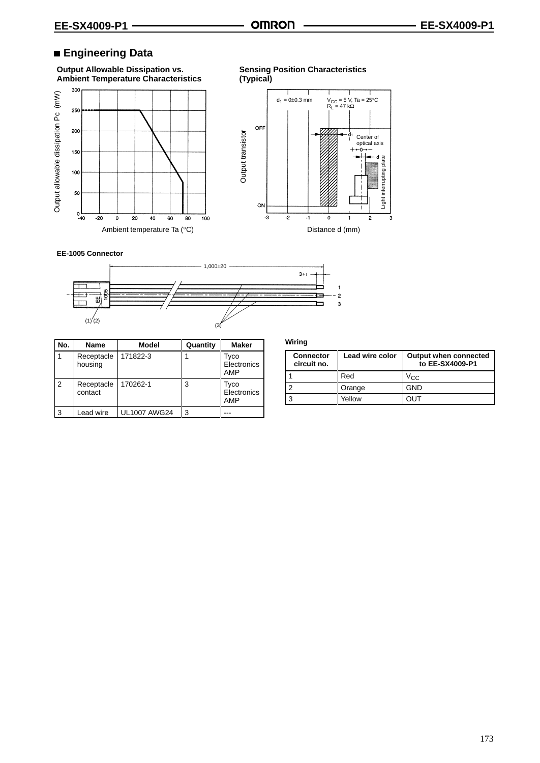## Engineering Data

### Output Allowable Dissipation vs. Ambient Temperature Characteristics

Output allowable dissipation Pc (mW)

300
250
200
150
100
50
0

-40 -20 0 20 40 60 80 100

Ambient temperature Ta (°C)

### Sensing Position Characteristics (Typical)

$d_1$ = 0±0.3 mm

$V_{CC}$ = 5 V, Ta = 25°C
$R_L$ = 47 kΩ

OFF

ON

Output transistor

$d_1$

Center of optical axis

d

Light interrupting plate

-3 -2 -1 0 1 2 3

Distance d (mm)

### EE-1005 Connector

1,000±20

3±1

1
2
3

EE 1005

(1) (2)

(3)

| No. | Name | Model | Quantity | Maker |
|---|---|---|---|---|
| 1 | Receptacle housing | 171822-3 | 1 | Tyco Electronics AMP |
| 2 | Receptacle contact | 170262-1 | 3 | Tyco Electronics AMP |
| 3 | Lead wire | UL1007 AWG24 | 3 | --- |

**Wiring**

| Connector circuit no. | Lead wire color | Output when connected to EE-SX4009-P1 |
|---|---|---|
| 1 | Red | $V_{CC}$ |
| 2 | Orange | GND |
| 3 | Yellow | OUT |